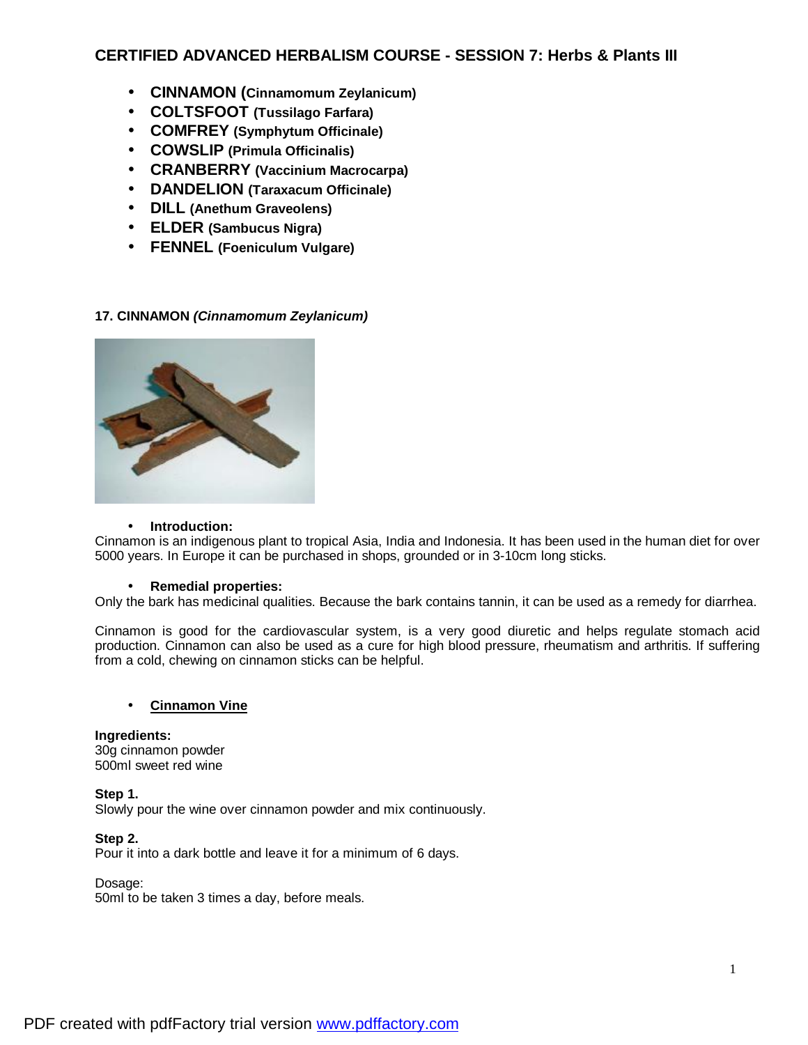## CERTIFIED ADVANCED HERBALISM COURSE - SESSION 7: Herbs & Plants III

- **CINNAMON (Cinnamomum Zeylanicum)**
- **COLTSFOOT (Tussilago Farfara)**
- **COMFREY (Symphytum Officinale)**
- **COWSLIP (Primula Officinalis)**
- **CRANBERRY (Vaccinium Macrocarpa)**
- **DANDELION (Taraxacum Officinale)**
- **DILL (Anethum Graveolens)**
- **ELDER (Sambucus Nigra)**
- **FENNEL (Foeniculum Vulgare)**

### 17. CINNAMON *(Cinnamomum Zeylanicum)*

- **Introduction:**

Cinnamon is an indigenous plant to tropical Asia, India and Indonesia. It has been used in the human diet for over 5000 years. In Europe it can be purchased in shops, grounded or in 3-10cm long sticks.

- **Remedial properties:**

Only the bark has medicinal qualities. Because the bark contains tannin, it can be used as a remedy for diarrhea.

Cinnamon is good for the cardiovascular system, is a very good diuretic and helps regulate stomach acid production. Cinnamon can also be used as a cure for high blood pressure, rheumatism and arthritis. If suffering from a cold, chewing on cinnamon sticks can be helpful.

- **Cinnamon Vine**

**Ingredients:**
30g cinnamon powder
500ml sweet red wine

**Step 1.**
Slowly pour the wine over cinnamon powder and mix continuously.

**Step 2.**
Pour it into a dark bottle and leave it for a minimum of 6 days.

Dosage:
50ml to be taken 3 times a day, before meals.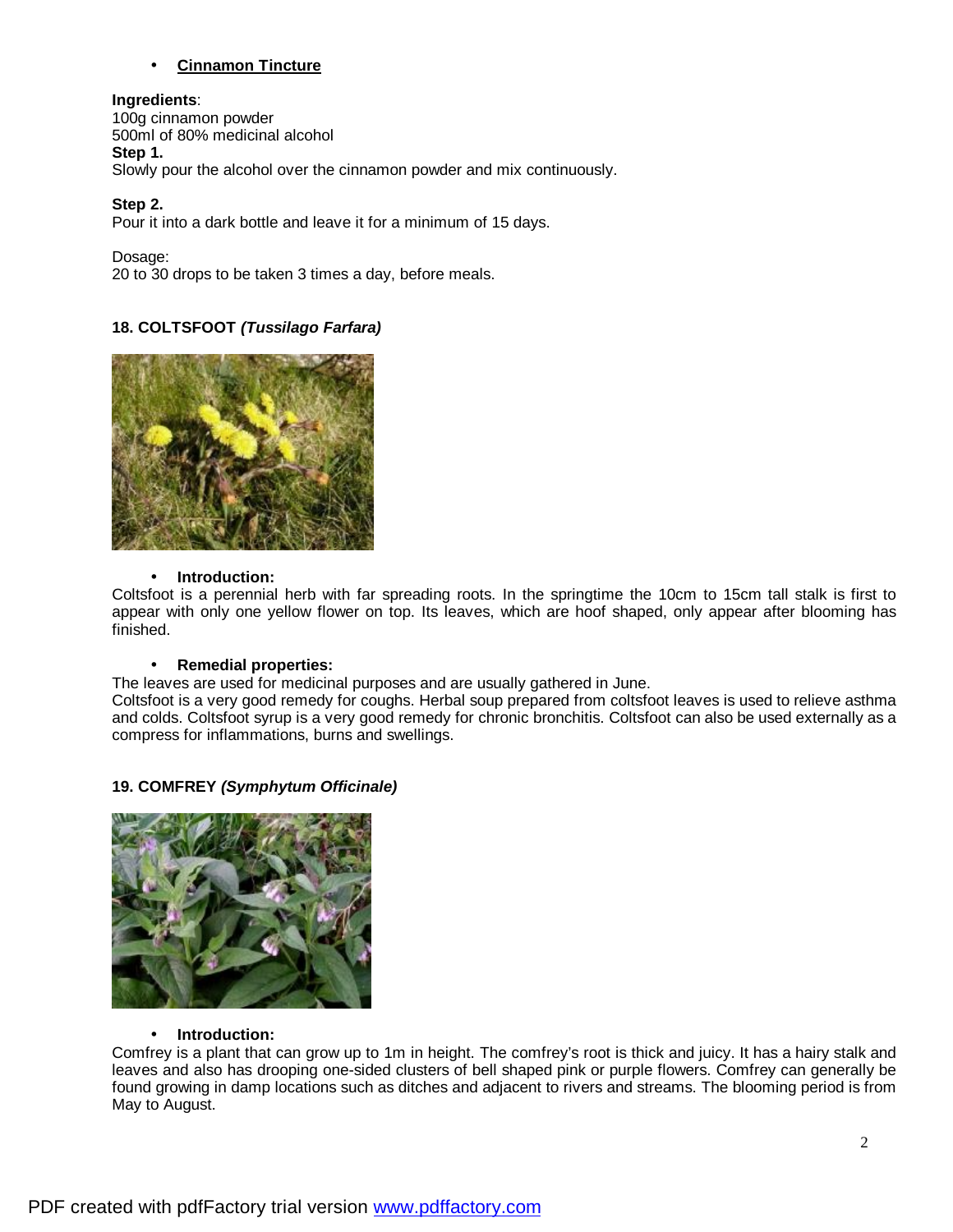- **Cinnamon Tincture**

**Ingredients**:
100g cinnamon powder
500ml of 80% medicinal alcohol

**Step 1.**
Slowly pour the alcohol over the cinnamon powder and mix continuously.

**Step 2.**
Pour it into a dark bottle and leave it for a minimum of 15 days.

Dosage:
20 to 30 drops to be taken 3 times a day, before meals.

## 18. COLTSFOOT *(Tussilago Farfara)*

- **Introduction:**

Coltsfoot is a perennial herb with far spreading roots. In the springtime the 10cm to 15cm tall stalk is first to appear with only one yellow flower on top. Its leaves, which are hoof shaped, only appear after blooming has finished.

- **Remedial properties:**

The leaves are used for medicinal purposes and are usually gathered in June.
Coltsfoot is a very good remedy for coughs. Herbal soup prepared from coltsfoot leaves is used to relieve asthma and colds. Coltsfoot syrup is a very good remedy for chronic bronchitis. Coltsfoot can also be used externally as a compress for inflammations, burns and swellings.

## 19. COMFREY *(Symphytum Officinale)*

- **Introduction:**

Comfrey is a plant that can grow up to 1m in height. The comfrey's root is thick and juicy. It has a hairy stalk and leaves and also has drooping one-sided clusters of bell shaped pink or purple flowers. Comfrey can generally be found growing in damp locations such as ditches and adjacent to rivers and streams. The blooming period is from May to August.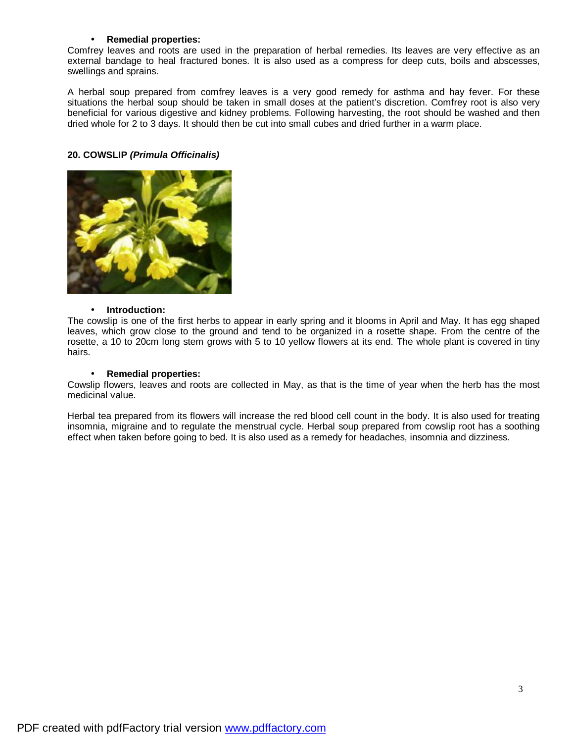- **Remedial properties:**

Comfrey leaves and roots are used in the preparation of herbal remedies. Its leaves are very effective as an external bandage to heal fractured bones. It is also used as a compress for deep cuts, boils and abscesses, swellings and sprains.

A herbal soup prepared from comfrey leaves is a very good remedy for asthma and hay fever. For these situations the herbal soup should be taken in small doses at the patient's discretion. Comfrey root is also very beneficial for various digestive and kidney problems. Following harvesting, the root should be washed and then dried whole for 2 to 3 days. It should then be cut into small cubes and dried further in a warm place.

**20. COWSLIP *(Primula Officinalis)***

- **Introduction:**

The cowslip is one of the first herbs to appear in early spring and it blooms in April and May. It has egg shaped leaves, which grow close to the ground and tend to be organized in a rosette shape. From the centre of the rosette, a 10 to 20cm long stem grows with 5 to 10 yellow flowers at its end. The whole plant is covered in tiny hairs.

- **Remedial properties:**

Cowslip flowers, leaves and roots are collected in May, as that is the time of year when the herb has the most medicinal value.

Herbal tea prepared from its flowers will increase the red blood cell count in the body. It is also used for treating insomnia, migraine and to regulate the menstrual cycle. Herbal soup prepared from cowslip root has a soothing effect when taken before going to bed. It is also used as a remedy for headaches, insomnia and dizziness.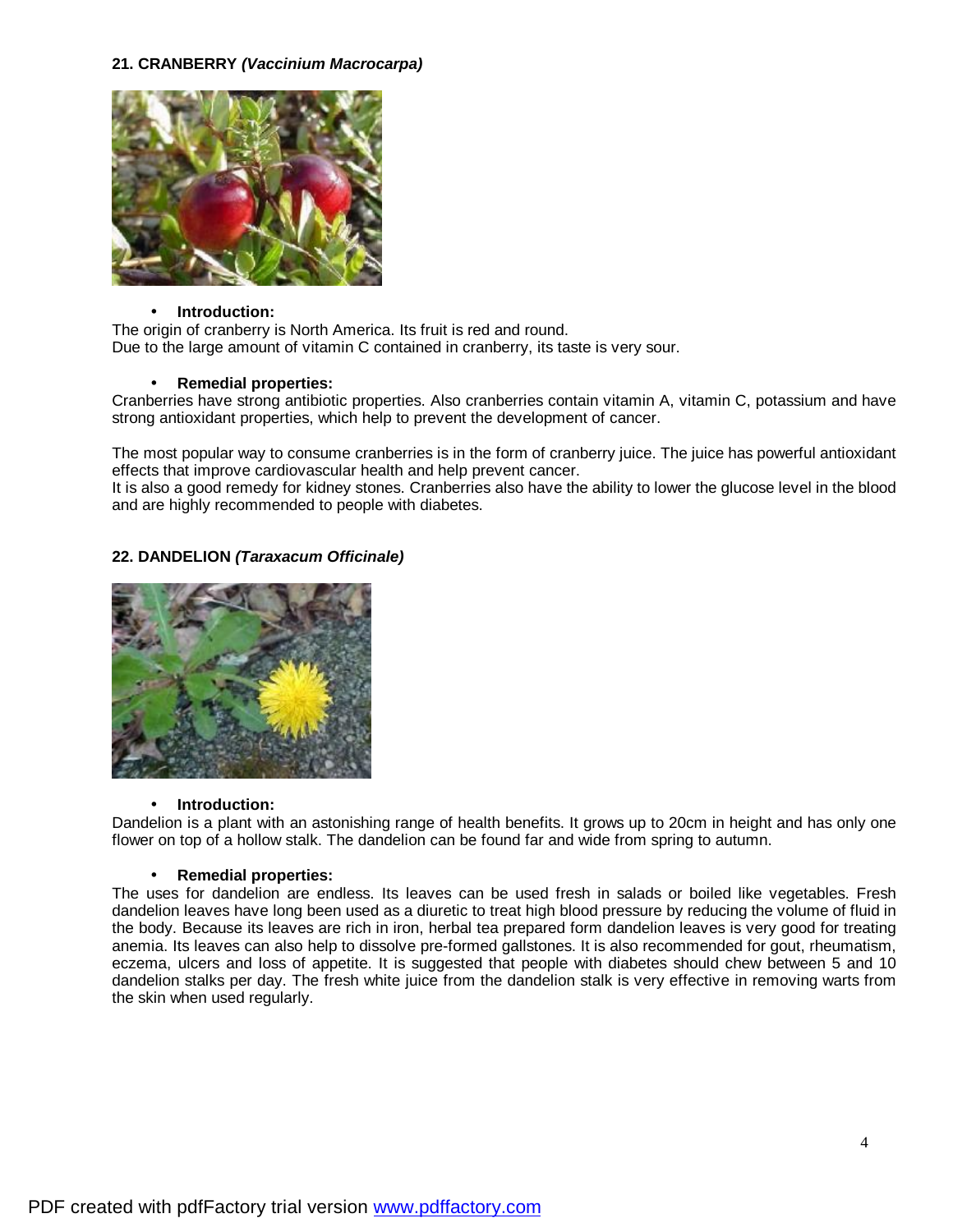**21. CRANBERRY *(Vaccinium Macrocarpa)***

- **Introduction:**

The origin of cranberry is North America. Its fruit is red and round.
Due to the large amount of vitamin C contained in cranberry, its taste is very sour.

- **Remedial properties:**

Cranberries have strong antibiotic properties. Also cranberries contain vitamin A, vitamin C, potassium and have strong antioxidant properties, which help to prevent the development of cancer.

The most popular way to consume cranberries is in the form of cranberry juice. The juice has powerful antioxidant effects that improve cardiovascular health and help prevent cancer.
It is also a good remedy for kidney stones. Cranberries also have the ability to lower the glucose level in the blood and are highly recommended to people with diabetes.

**22. DANDELION *(Taraxacum Officinale)***

- **Introduction:**

Dandelion is a plant with an astonishing range of health benefits. It grows up to 20cm in height and has only one flower on top of a hollow stalk. The dandelion can be found far and wide from spring to autumn.

- **Remedial properties:**

The uses for dandelion are endless. Its leaves can be used fresh in salads or boiled like vegetables. Fresh dandelion leaves have long been used as a diuretic to treat high blood pressure by reducing the volume of fluid in the body. Because its leaves are rich in iron, herbal tea prepared form dandelion leaves is very good for treating anemia. Its leaves can also help to dissolve pre-formed gallstones. It is also recommended for gout, rheumatism, eczema, ulcers and loss of appetite. It is suggested that people with diabetes should chew between 5 and 10 dandelion stalks per day. The fresh white juice from the dandelion stalk is very effective in removing warts from the skin when used regularly.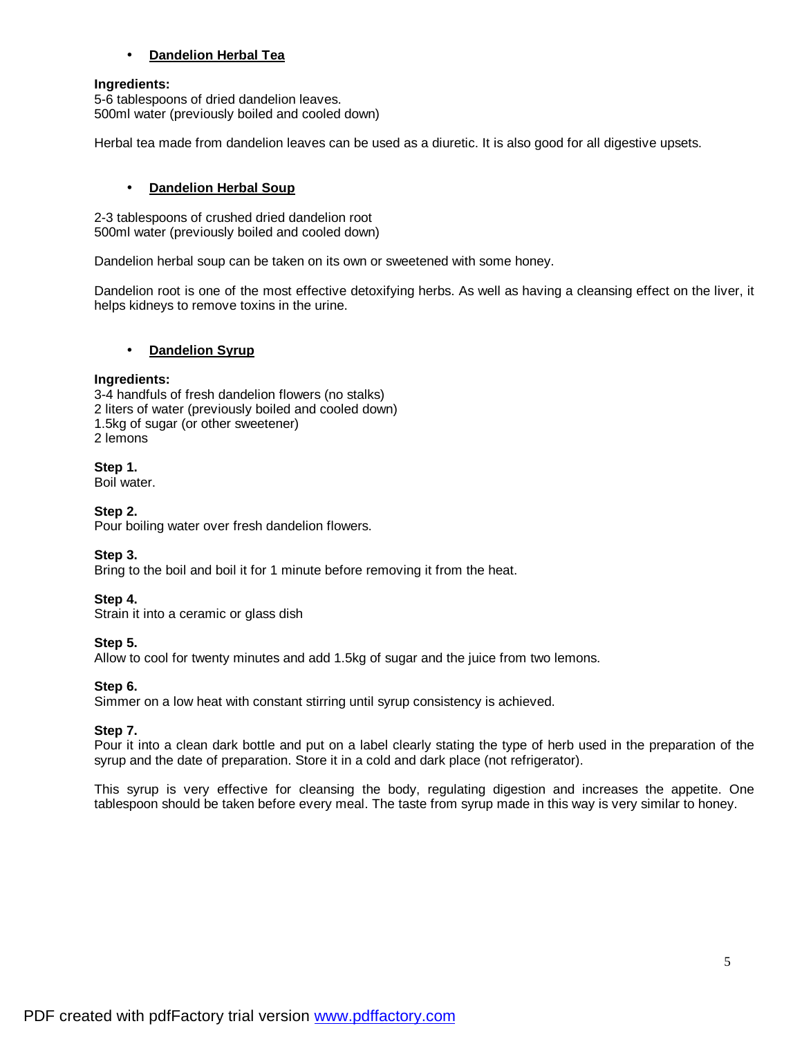- **<u>Dandelion Herbal Tea</u>**

**Ingredients:**
5-6 tablespoons of dried dandelion leaves.
500ml water (previously boiled and cooled down)

Herbal tea made from dandelion leaves can be used as a diuretic. It is also good for all digestive upsets.

- **<u>Dandelion Herbal Soup</u>**

2-3 tablespoons of crushed dried dandelion root
500ml water (previously boiled and cooled down)

Dandelion herbal soup can be taken on its own or sweetened with some honey.

Dandelion root is one of the most effective detoxifying herbs. As well as having a cleansing effect on the liver, it helps kidneys to remove toxins in the urine.

- **<u>Dandelion Syrup</u>**

**Ingredients:**
3-4 handfuls of fresh dandelion flowers (no stalks)
2 liters of water (previously boiled and cooled down)
1.5kg of sugar (or other sweetener)
2 lemons

**Step 1.**
Boil water.

**Step 2.**
Pour boiling water over fresh dandelion flowers.

**Step 3.**
Bring to the boil and boil it for 1 minute before removing it from the heat.

**Step 4.**
Strain it into a ceramic or glass dish

**Step 5.**
Allow to cool for twenty minutes and add 1.5kg of sugar and the juice from two lemons.

**Step 6.**
Simmer on a low heat with constant stirring until syrup consistency is achieved.

**Step 7.**
Pour it into a clean dark bottle and put on a label clearly stating the type of herb used in the preparation of the syrup and the date of preparation. Store it in a cold and dark place (not refrigerator).

This syrup is very effective for cleansing the body, regulating digestion and increases the appetite. One tablespoon should be taken before every meal. The taste from syrup made in this way is very similar to honey.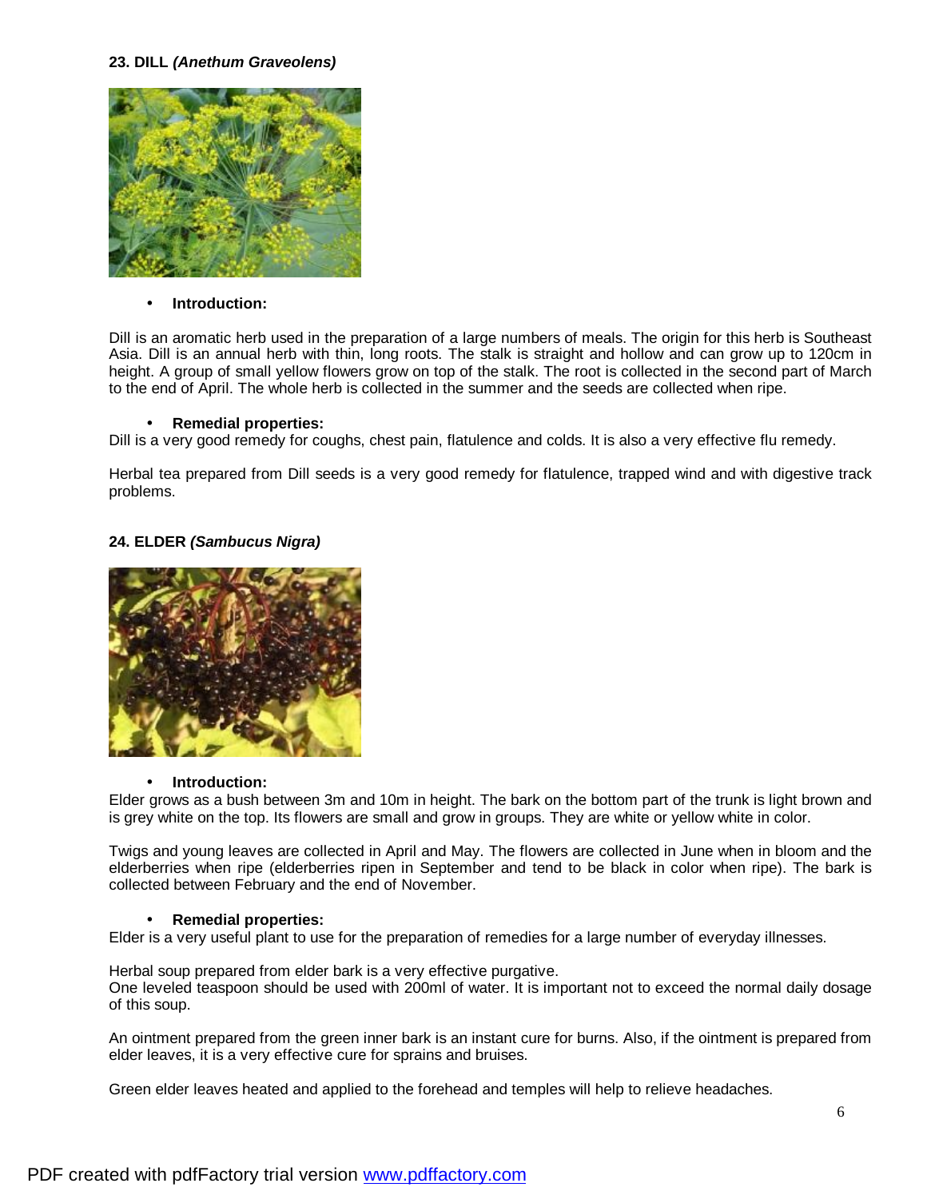### 23. DILL *(Anethum Graveolens)*

- **Introduction:**

Dill is an aromatic herb used in the preparation of a large numbers of meals. The origin for this herb is Southeast Asia. Dill is an annual herb with thin, long roots. The stalk is straight and hollow and can grow up to 120cm in height. A group of small yellow flowers grow on top of the stalk. The root is collected in the second part of March to the end of April. The whole herb is collected in the summer and the seeds are collected when ripe.

- **Remedial properties:**

Dill is a very good remedy for coughs, chest pain, flatulence and colds. It is also a very effective flu remedy.

Herbal tea prepared from Dill seeds is a very good remedy for flatulence, trapped wind and with digestive track problems.

### 24. ELDER *(Sambucus Nigra)*

- **Introduction:**

Elder grows as a bush between 3m and 10m in height. The bark on the bottom part of the trunk is light brown and is grey white on the top. Its flowers are small and grow in groups. They are white or yellow white in color.

Twigs and young leaves are collected in April and May. The flowers are collected in June when in bloom and the elderberries when ripe (elderberries ripen in September and tend to be black in color when ripe). The bark is collected between February and the end of November.

- **Remedial properties:**

Elder is a very useful plant to use for the preparation of remedies for a large number of everyday illnesses.

Herbal soup prepared from elder bark is a very effective purgative.
One leveled teaspoon should be used with 200ml of water. It is important not to exceed the normal daily dosage of this soup.

An ointment prepared from the green inner bark is an instant cure for burns. Also, if the ointment is prepared from elder leaves, it is a very effective cure for sprains and bruises.

Green elder leaves heated and applied to the forehead and temples will help to relieve headaches.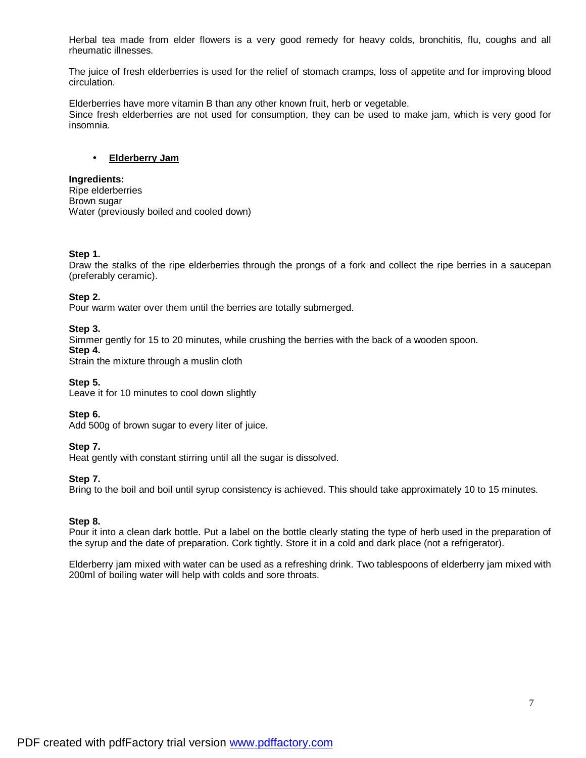Herbal tea made from elder flowers is a very good remedy for heavy colds, bronchitis, flu, coughs and all rheumatic illnesses.

The juice of fresh elderberries is used for the relief of stomach cramps, loss of appetite and for improving blood circulation.

Elderberries have more vitamin B than any other known fruit, herb or vegetable.
Since fresh elderberries are not used for consumption, they can be used to make jam, which is very good for insomnia.

- **<u>Elderberry Jam</u>**

**Ingredients:**
Ripe elderberries
Brown sugar
Water (previously boiled and cooled down)

**Step 1.**
Draw the stalks of the ripe elderberries through the prongs of a fork and collect the ripe berries in a saucepan (preferably ceramic).

**Step 2.**
Pour warm water over them until the berries are totally submerged.

**Step 3.**
Simmer gently for 15 to 20 minutes, while crushing the berries with the back of a wooden spoon.

**Step 4.**
Strain the mixture through a muslin cloth

**Step 5.**
Leave it for 10 minutes to cool down slightly

**Step 6.**
Add 500g of brown sugar to every liter of juice.

**Step 7.**
Heat gently with constant stirring until all the sugar is dissolved.

**Step 7.**
Bring to the boil and boil until syrup consistency is achieved. This should take approximately 10 to 15 minutes.

**Step 8.**
Pour it into a clean dark bottle. Put a label on the bottle clearly stating the type of herb used in the preparation of the syrup and the date of preparation. Cork tightly. Store it in a cold and dark place (not a refrigerator).

Elderberry jam mixed with water can be used as a refreshing drink. Two tablespoons of elderberry jam mixed with 200ml of boiling water will help with colds and sore throats.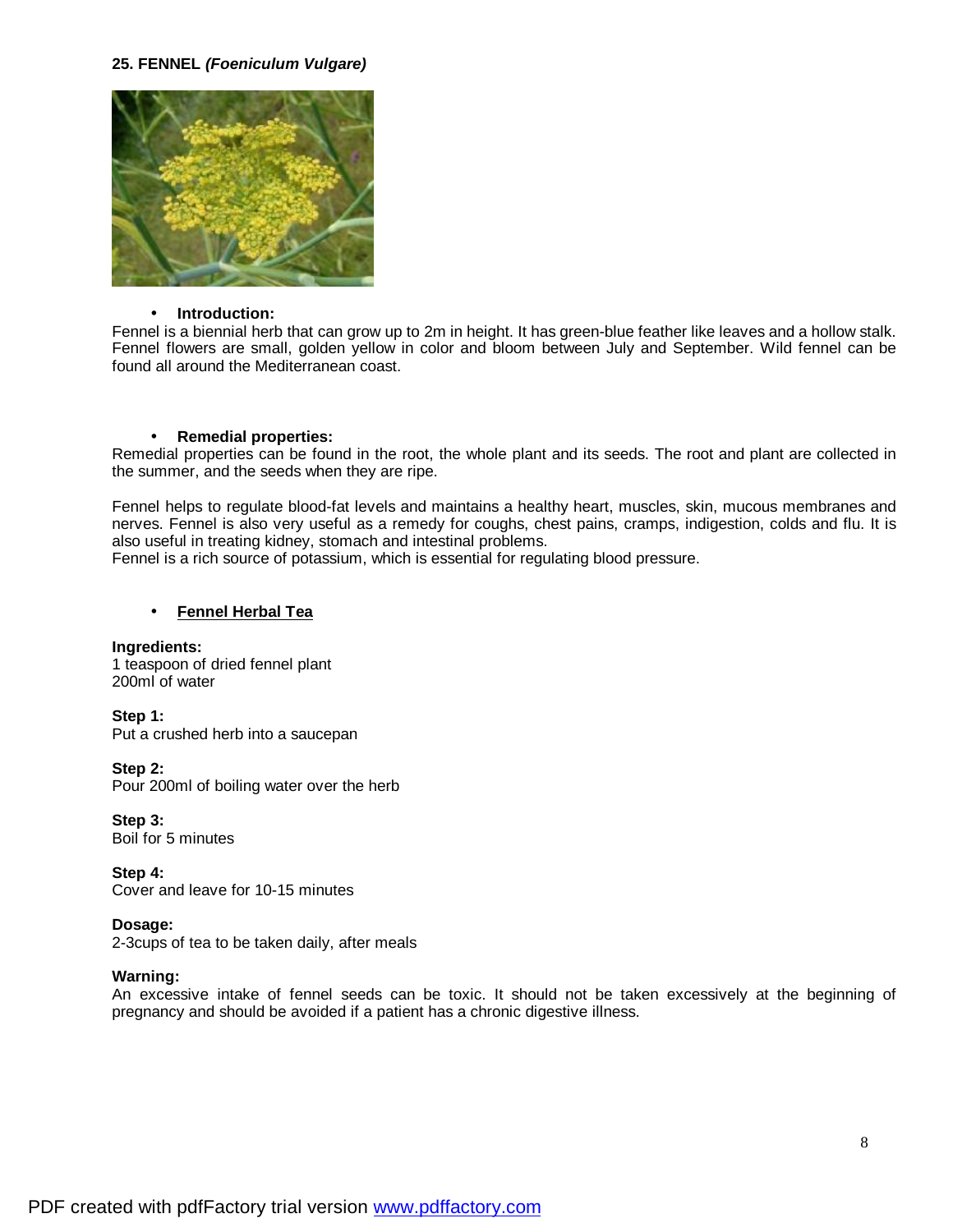## 25. FENNEL *(Foeniculum Vulgare)*

- **Introduction:**

Fennel is a biennial herb that can grow up to 2m in height. It has green-blue feather like leaves and a hollow stalk. Fennel flowers are small, golden yellow in color and bloom between July and September. Wild fennel can be found all around the Mediterranean coast.

- **Remedial properties:**

Remedial properties can be found in the root, the whole plant and its seeds. The root and plant are collected in the summer, and the seeds when they are ripe.

Fennel helps to regulate blood-fat levels and maintains a healthy heart, muscles, skin, mucous membranes and nerves. Fennel is also very useful as a remedy for coughs, chest pains, cramps, indigestion, colds and flu. It is also useful in treating kidney, stomach and intestinal problems.
Fennel is a rich source of potassium, which is essential for regulating blood pressure.

- **Fennel Herbal Tea**

**Ingredients:**
1 teaspoon of dried fennel plant
200ml of water

**Step 1:**
Put a crushed herb into a saucepan

**Step 2:**
Pour 200ml of boiling water over the herb

**Step 3:**
Boil for 5 minutes

**Step 4:**
Cover and leave for 10-15 minutes

**Dosage:**
2-3cups of tea to be taken daily, after meals

**Warning:**
An excessive intake of fennel seeds can be toxic. It should not be taken excessively at the beginning of pregnancy and should be avoided if a patient has a chronic digestive illness.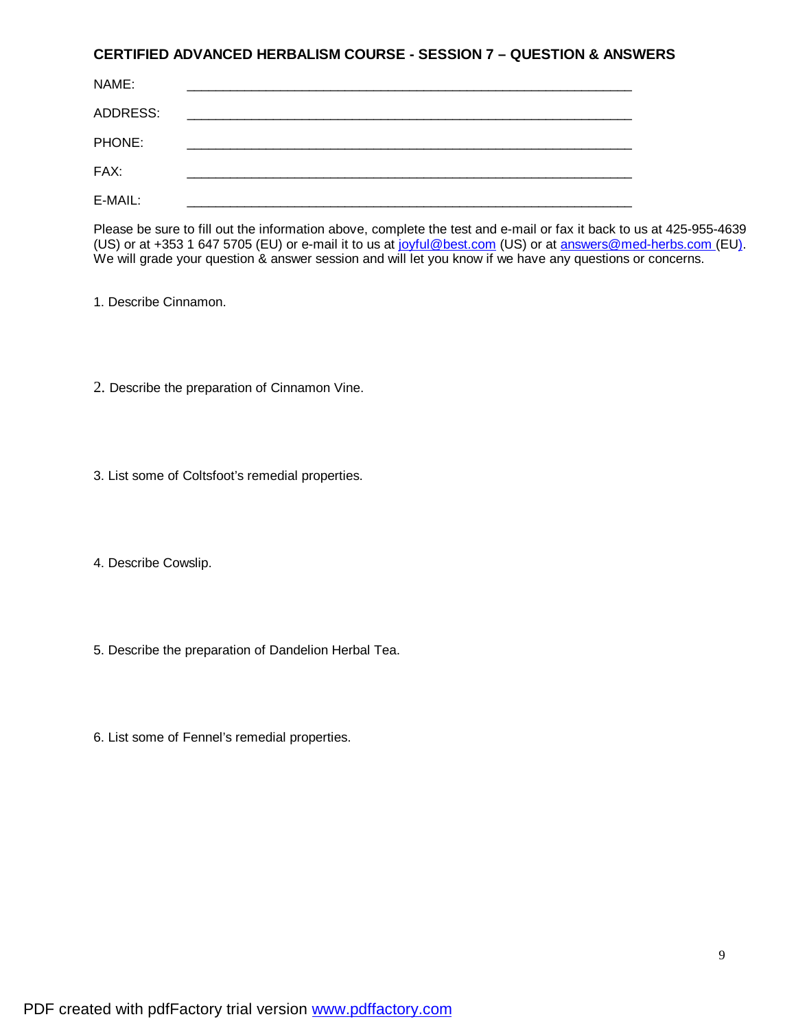**CERTIFIED ADVANCED HERBALISM COURSE - SESSION 7 – QUESTION & ANSWERS**

NAME: ____________________________________________________________

ADDRESS: ____________________________________________________________

PHONE: ____________________________________________________________

FAX: ____________________________________________________________

E-MAIL: ____________________________________________________________

Please be sure to fill out the information above, complete the test and e-mail or fax it back to us at 425-955-4639 (US) or at +353 1 647 5705 (EU) or e-mail it to us at joyful@best.com (US) or at answers@med-herbs.com (EU). We will grade your question & answer session and will let you know if we have any questions or concerns.

1. Describe Cinnamon.

2. Describe the preparation of Cinnamon Vine.

3. List some of Coltsfoot's remedial properties.

4. Describe Cowslip.

5. Describe the preparation of Dandelion Herbal Tea.

6. List some of Fennel's remedial properties.

PDF created with pdfFactory trial version www.pdffactory.com